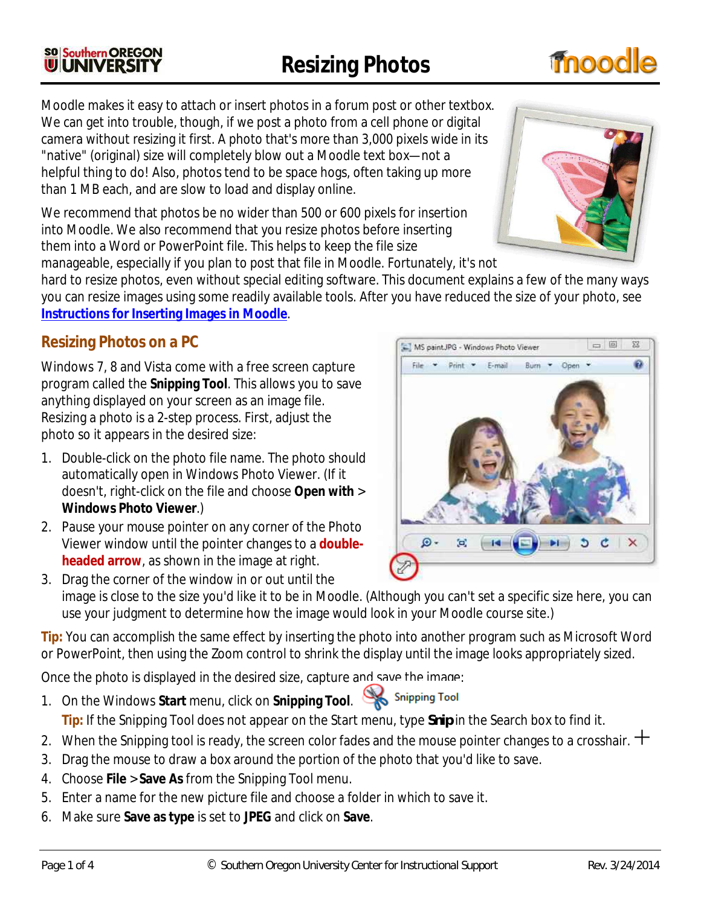# Resizing Photos

Moodle makes it easy to attach or insert photos in a forum post or other textbox. We can get into trouble, though, if we post a photo from a cell phone or digital camera without resizing it first. A photo that's more than 3,000 pixels wide in its "native" (original) size will completely blow out a Moodle text box—not a helpful thing to do! Also, photos tend to be space hogs, often taking up more than 1 MB each, and are slow to load and display online.

We recommend that photos be no wider than 500 or 600 pixels for insertion into Moodle. We also recommend that you resize photos before inserting them into a Word or PowerPoint file. This helps to keep the file size manageable, especially if you plan to post that file in Moodle. Fortunately, it's not hard to resize photos, even without special editing software. This document explains a few of the many ways you can resize images using some readily available tools. After you have reduced the size of your photo, see **Instructions for Inserting Images in Moodle**.

## Resizing Photos on a PC

Windows 7, 8 and Vista come with a free screen capture program called the **Snipping Tool**. This allows you to save anything displayed on your screen as an image file. Resizing a photo is a 2-step process. First, adjust the photo so it appears in the desired size:

1. Double-click on the photo file name. The photo should automatically open in Windows Photo Viewer. (If it doesn't, right-click on the file and choose **Open with** > **Windows Photo Viewer**.)
2. Pause your mouse pointer on any corner of the Photo Viewer window until the pointer changes to a **double-headed arrow**, as shown in the image at right.
3. Drag the corner of the window in or out until the image is close to the size you'd like it to be in Moodle. (Although you can't set a specific size here, you can use your judgment to determine how the image would look in your Moodle course site.)

**Tip:** You can accomplish the same effect by inserting the photo into another program such as Microsoft Word or PowerPoint, then using the Zoom control to shrink the display until the image looks appropriately sized.

Once the photo is displayed in the desired size, capture and save the image:

1. On the Windows **Start** menu, click on **Snipping Tool**.
   **Tip:** If the Snipping Tool does not appear on the Start menu, type **Snip** in the Search box to find it.
2. When the Snipping tool is ready, the screen color fades and the mouse pointer changes to a crosshair.
3. Drag the mouse to draw a box around the portion of the photo that you'd like to save.
4. Choose **File** > **Save As** from the Snipping Tool menu.
5. Enter a name for the new picture file and choose a folder in which to save it.
6. Make sure **Save as type** is set to **JPEG** and click on **Save**.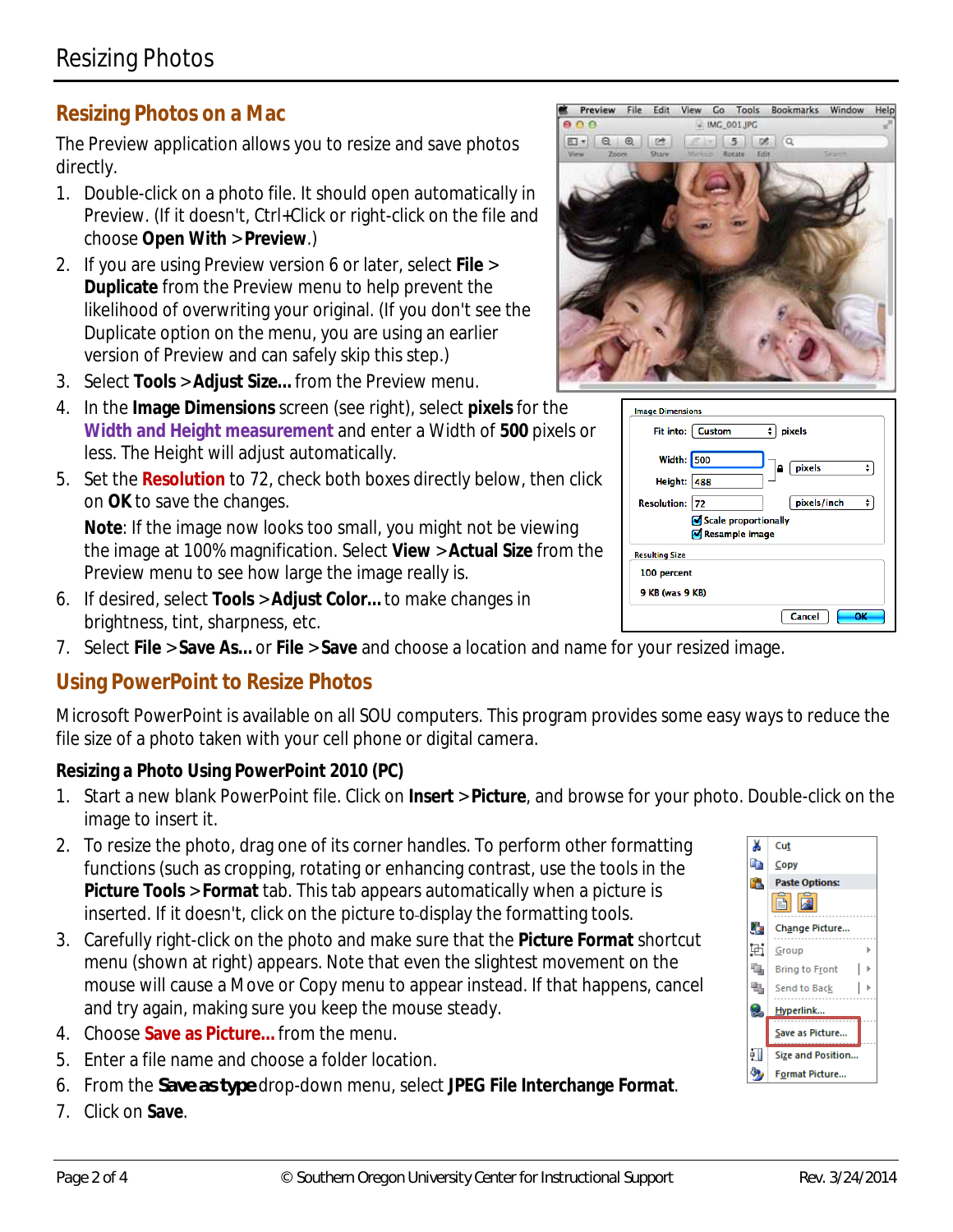# Resizing Photos

## Resizing Photos on a Mac

The Preview application allows you to resize and save photos directly.

1. Double-click on a photo file. It should open automatically in Preview. (If it doesn't, Ctrl+Click or right-click on the file and choose **Open With** > **Preview**.)
2. If you are using Preview version 6 or later, select **File** > **Duplicate** from the Preview menu to help prevent the likelihood of overwriting your original. (If you don't see the Duplicate option on the menu, you are using an earlier version of Preview and can safely skip this step.)
3. Select **Tools** > **Adjust Size...** from the Preview menu.
4. In the **Image Dimensions** screen (see right), select **pixels** for the **Width and Height measurement** and enter a Width of **500** pixels or less. The Height will adjust automatically.
5. Set the **Resolution** to 72, check both boxes directly below, then click on **OK** to save the changes.

   **Note**: If the image now looks too small, you might not be viewing the image at 100% magnification. Select **View** > **Actual Size** from the Preview menu to see how large the image really is.
6. If desired, select **Tools** > **Adjust Color...** to make changes in brightness, tint, sharpness, etc.
7. Select **File** > **Save As...** or **File** > **Save** and choose a location and name for your resized image.

## Using PowerPoint to Resize Photos

Microsoft PowerPoint is available on all SOU computers. This program provides some easy ways to reduce the file size of a photo taken with your cell phone or digital camera.

### Resizing a Photo Using PowerPoint 2010 (PC)

1. Start a new blank PowerPoint file. Click on **Insert** > **Picture**, and browse for your photo. Double-click on the image to insert it.
2. To resize the photo, drag one of its corner handles. To perform other formatting functions (such as cropping, rotating or enhancing contrast, use the tools in the **Picture Tools** > **Format** tab. This tab appears automatically when a picture is inserted. If it doesn't, click on the picture to display the formatting tools.
3. Carefully right-click on the photo and make sure that the **Picture Format** shortcut menu (shown at right) appears. Note that even the slightest movement on the mouse will cause a Move or Copy menu to appear instead. If that happens, cancel and try again, making sure you keep the mouse steady.
4. Choose **Save as Picture...** from the menu.
5. Enter a file name and choose a folder location.
6. From the **Save as type** drop-down menu, select **JPEG File Interchange Format**.
7. Click on **Save**.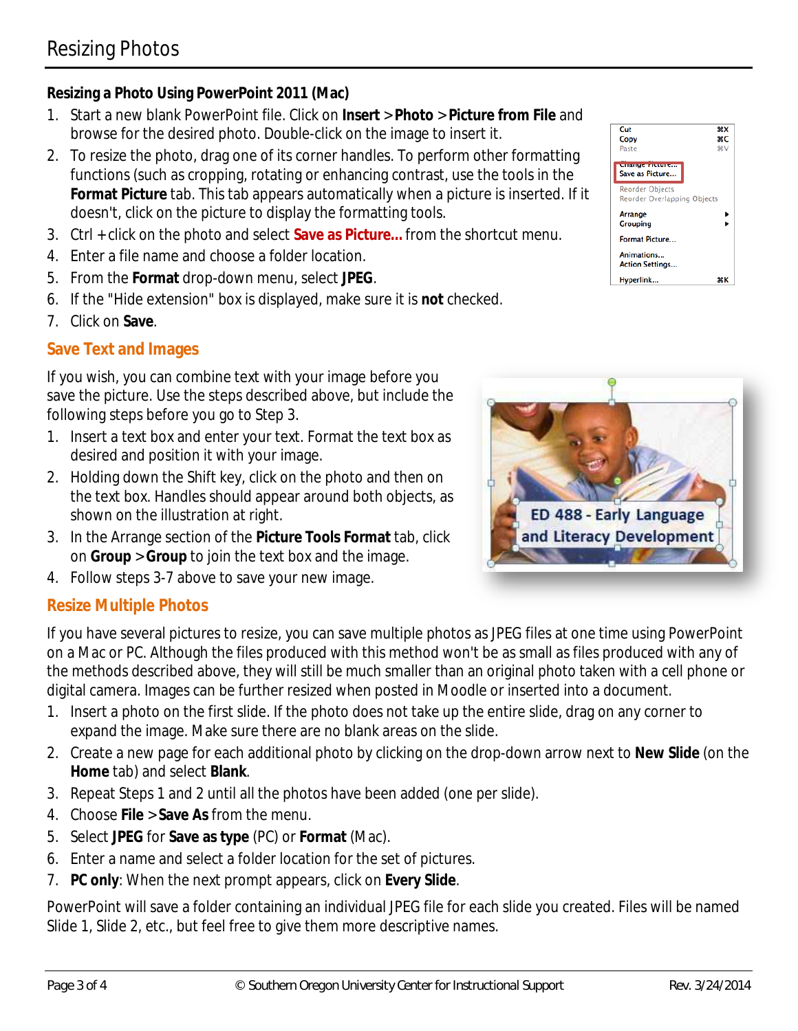# Resizing Photos

**Resizing a Photo Using PowerPoint 2011 (Mac)**

1. Start a new blank PowerPoint file. Click on **Insert** > **Photo** > **Picture from File** and browse for the desired photo. Double-click on the image to insert it.
2. To resize the photo, drag one of its corner handles. To perform other formatting functions (such as cropping, rotating or enhancing contrast, use the tools in the **Format Picture** tab. This tab appears automatically when a picture is inserted. If it doesn't, click on the picture to display the formatting tools.
3. Ctrl + click on the photo and select **Save as Picture...** from the shortcut menu.
4. Enter a file name and choose a folder location.
5. From the **Format** drop-down menu, select **JPEG**.
6. If the "Hide extension" box is displayed, make sure it is **not** checked.
7. Click on **Save**.

## Save Text and Images

If you wish, you can combine text with your image before you save the picture. Use the steps described above, but include the following steps before you go to Step 3.

1. Insert a text box and enter your text. Format the text box as desired and position it with your image.
2. Holding down the Shift key, click on the photo and then on the text box. Handles should appear around both objects, as shown on the illustration at right.
3. In the Arrange section of the **Picture Tools Format** tab, click on **Group** > **Group** to join the text box and the image.
4. Follow steps 3-7 above to save your new image.

## Resize Multiple Photos

If you have several pictures to resize, you can save multiple photos as JPEG files at one time using PowerPoint on a Mac or PC. Although the files produced with this method won't be as small as files produced with any of the methods described above, they will still be much smaller than an original photo taken with a cell phone or digital camera. Images can be further resized when posted in Moodle or inserted into a document.

1. Insert a photo on the first slide. If the photo does not take up the entire slide, drag on any corner to expand the image. Make sure there are no blank areas on the slide.
2. Create a new page for each additional photo by clicking on the drop-down arrow next to **New Slide** (on the **Home** tab) and select **Blank**.
3. Repeat Steps 1 and 2 until all the photos have been added (one per slide).
4. Choose **File** > **Save As** from the menu.
5. Select **JPEG** for **Save as type** (PC) or **Format** (Mac).
6. Enter a name and select a folder location for the set of pictures.
7. **PC only**: When the next prompt appears, click on **Every Slide**.

PowerPoint will save a folder containing an individual JPEG file for each slide you created. Files will be named Slide 1, Slide 2, etc., but feel free to give them more descriptive names.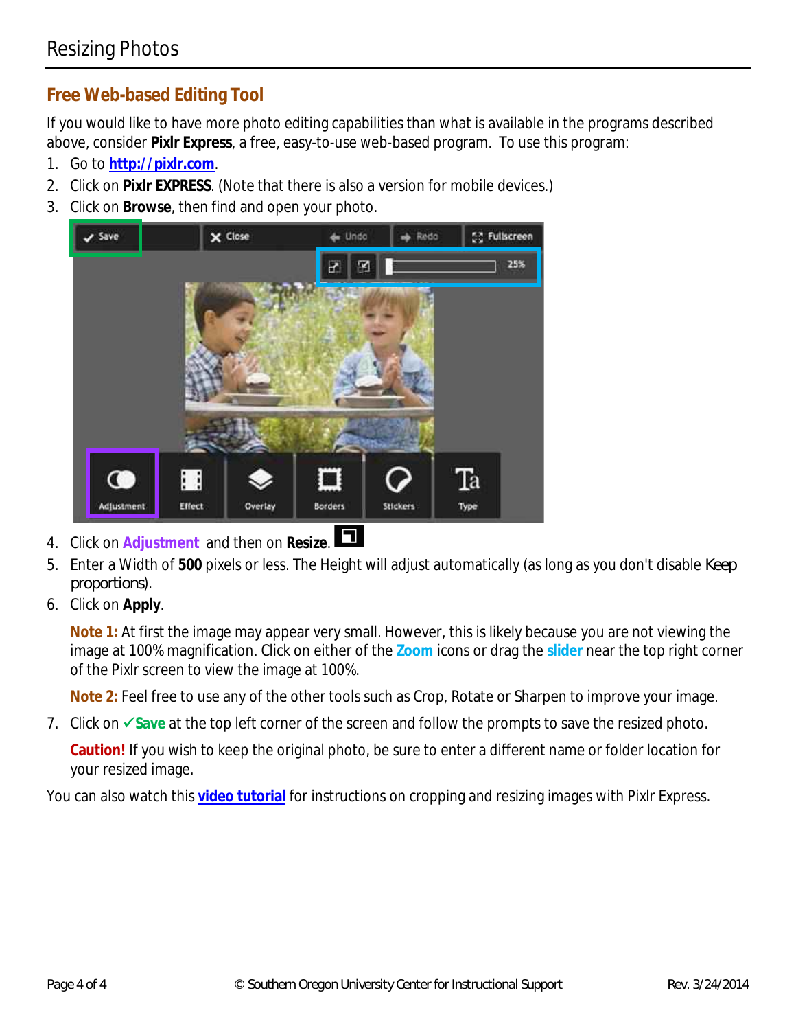## Free Web-based Editing Tool

If you would like to have more photo editing capabilities than what is available in the programs described above, consider **Pixlr Express**, a free, easy-to-use web-based program. To use this program:

1. Go to **http://pixlr.com**.
2. Click on **Pixlr EXPRESS**. (Note that there is also a version for mobile devices.)
3. Click on **Browse**, then find and open your photo.
4. Click on **Adjustment** and then on **Resize**.
5. Enter a Width of **500** pixels or less. The Height will adjust automatically (as long as you don't disable Keep proportions).
6. Click on **Apply**.

   **Note 1:** At first the image may appear very small. However, this is likely because you are not viewing the image at 100% magnification. Click on either of the **Zoom** icons or drag the **slider** near the top right corner of the Pixlr screen to view the image at 100%.

   **Note 2:** Feel free to use any of the other tools such as Crop, Rotate or Sharpen to improve your image.

7. Click on ✓**Save** at the top left corner of the screen and follow the prompts to save the resized photo.

   **Caution!** If you wish to keep the original photo, be sure to enter a different name or folder location for your resized image.

You can also watch this **video tutorial** for instructions on cropping and resizing images with Pixlr Express.